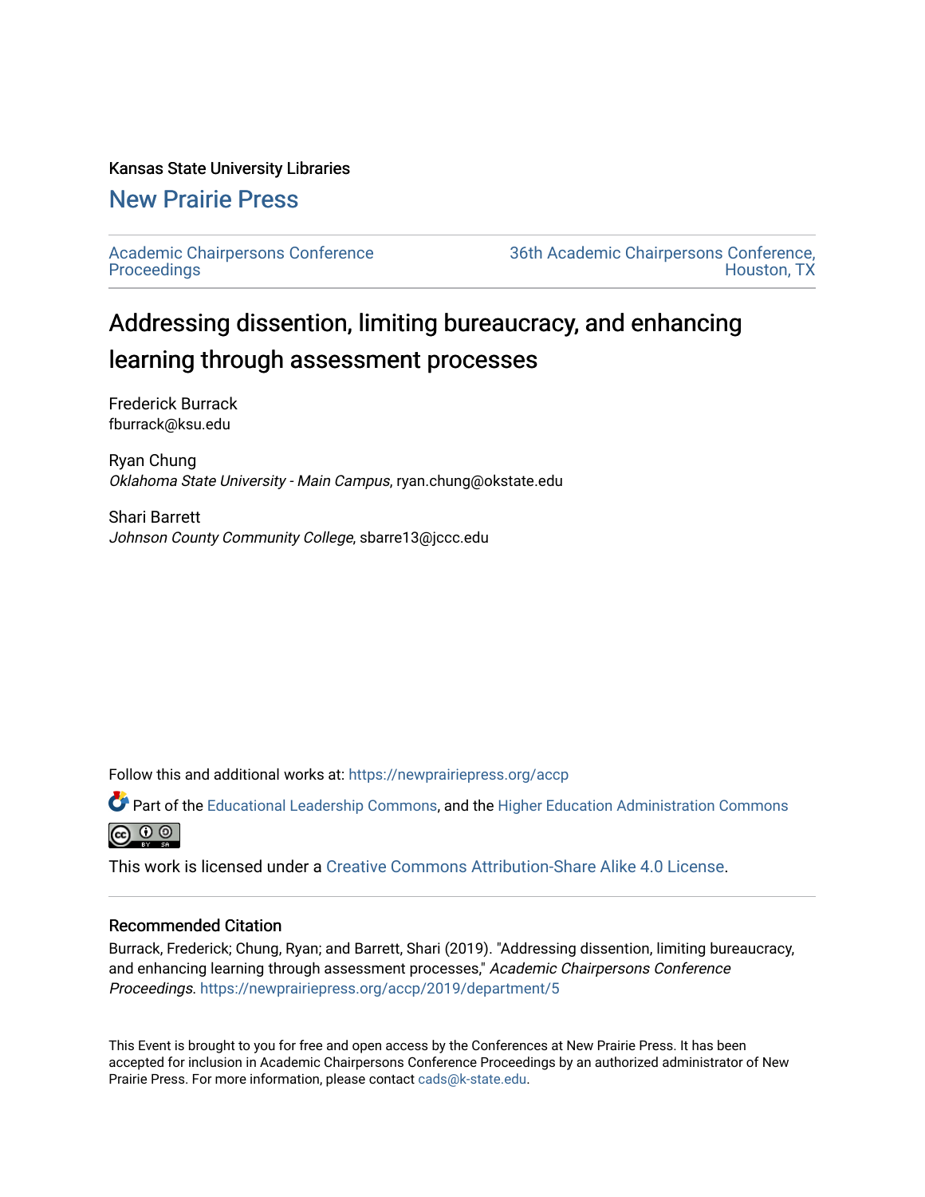Kansas State University Libraries

## New Prairie Press

Academic Chairpersons Conference Proceedings

36th Academic Chairpersons Conference, Houston, TX

# Addressing dissention, limiting bureaucracy, and enhancing learning through assessment processes

Frederick Burrack
fburrack@ksu.edu

Ryan Chung
*Oklahoma State University - Main Campus*, ryan.chung@okstate.edu

Shari Barrett
*Johnson County Community College*, sbarre13@jccc.edu

Follow this and additional works at: https://newprairiepress.org/accp

Part of the Educational Leadership Commons, and the Higher Education Administration Commons

This work is licensed under a Creative Commons Attribution-Share Alike 4.0 License.

### Recommended Citation

Burrack, Frederick; Chung, Ryan; and Barrett, Shari (2019). "Addressing dissention, limiting bureaucracy, and enhancing learning through assessment processes," *Academic Chairpersons Conference Proceedings*. https://newprairiepress.org/accp/2019/department/5

This Event is brought to you for free and open access by the Conferences at New Prairie Press. It has been accepted for inclusion in Academic Chairpersons Conference Proceedings by an authorized administrator of New Prairie Press. For more information, please contact cads@k-state.edu.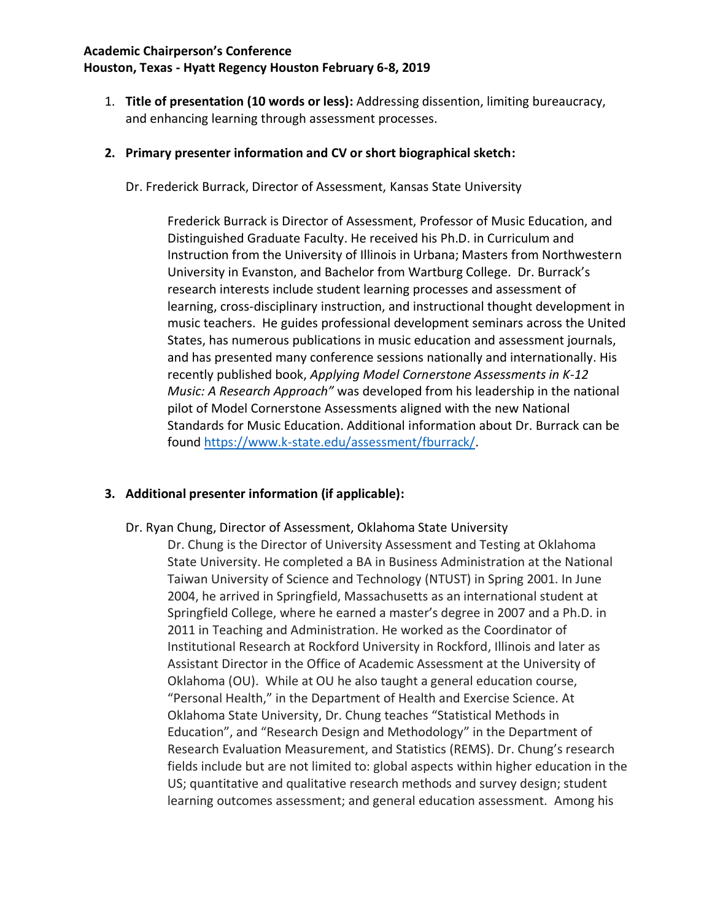**Academic Chairperson's Conference**
**Houston, Texas - Hyatt Regency Houston February 6-8, 2019**

1. **Title of presentation (10 words or less):** Addressing dissention, limiting bureaucracy, and enhancing learning through assessment processes.

2. **Primary presenter information and CV or short biographical sketch:**

   Dr. Frederick Burrack, Director of Assessment, Kansas State University

   > Frederick Burrack is Director of Assessment, Professor of Music Education, and Distinguished Graduate Faculty. He received his Ph.D. in Curriculum and Instruction from the University of Illinois in Urbana; Masters from Northwestern University in Evanston, and Bachelor from Wartburg College. Dr. Burrack's research interests include student learning processes and assessment of learning, cross-disciplinary instruction, and instructional thought development in music teachers. He guides professional development seminars across the United States, has numerous publications in music education and assessment journals, and has presented many conference sessions nationally and internationally. His recently published book, *Applying Model Cornerstone Assessments in K-12 Music: A Research Approach"* was developed from his leadership in the national pilot of Model Cornerstone Assessments aligned with the new National Standards for Music Education. Additional information about Dr. Burrack can be found [https://www.k-state.edu/assessment/fburrack/](https://www.k-state.edu/assessment/fburrack/).

3. **Additional presenter information (if applicable):**

   Dr. Ryan Chung, Director of Assessment, Oklahoma State University

   > Dr. Chung is the Director of University Assessment and Testing at Oklahoma State University. He completed a BA in Business Administration at the National Taiwan University of Science and Technology (NTUST) in Spring 2001. In June 2004, he arrived in Springfield, Massachusetts as an international student at Springfield College, where he earned a master's degree in 2007 and a Ph.D. in 2011 in Teaching and Administration. He worked as the Coordinator of Institutional Research at Rockford University in Rockford, Illinois and later as Assistant Director in the Office of Academic Assessment at the University of Oklahoma (OU). While at OU he also taught a general education course, "Personal Health," in the Department of Health and Exercise Science. At Oklahoma State University, Dr. Chung teaches "Statistical Methods in Education", and "Research Design and Methodology" in the Department of Research Evaluation Measurement, and Statistics (REMS). Dr. Chung's research fields include but are not limited to: global aspects within higher education in the US; quantitative and qualitative research methods and survey design; student learning outcomes assessment; and general education assessment. Among his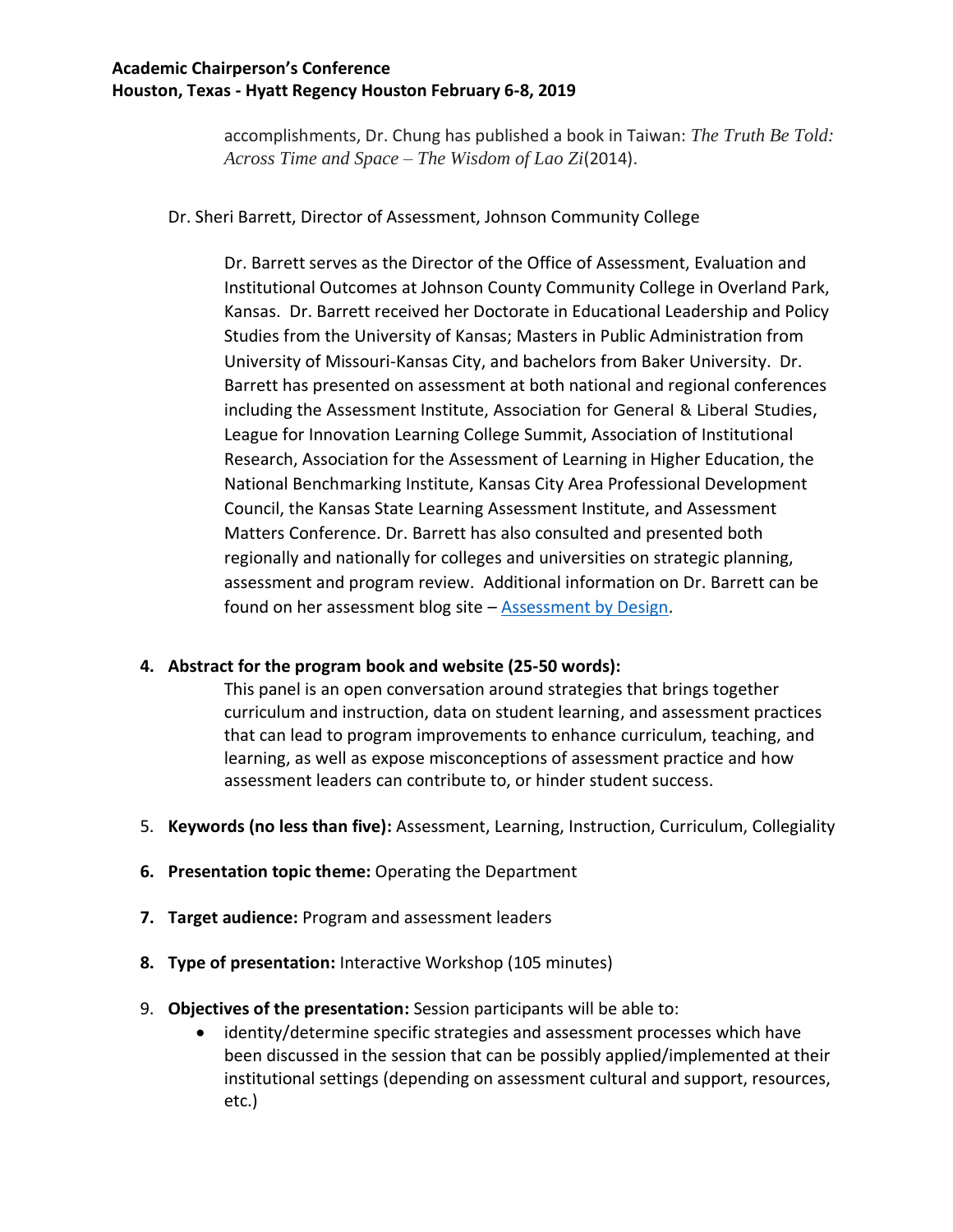accomplishments, Dr. Chung has published a book in Taiwan: *The Truth Be Told: Across Time and Space – The Wisdom of Lao Zi*(2014).

Dr. Sheri Barrett, Director of Assessment, Johnson Community College

Dr. Barrett serves as the Director of the Office of Assessment, Evaluation and Institutional Outcomes at Johnson County Community College in Overland Park, Kansas. Dr. Barrett received her Doctorate in Educational Leadership and Policy Studies from the University of Kansas; Masters in Public Administration from University of Missouri-Kansas City, and bachelors from Baker University. Dr. Barrett has presented on assessment at both national and regional conferences including the Assessment Institute, Association for General & Liberal Studies, League for Innovation Learning College Summit, Association of Institutional Research, Association for the Assessment of Learning in Higher Education, the National Benchmarking Institute, Kansas City Area Professional Development Council, the Kansas State Learning Assessment Institute, and Assessment Matters Conference. Dr. Barrett has also consulted and presented both regionally and nationally for colleges and universities on strategic planning, assessment and program review. Additional information on Dr. Barrett can be found on her assessment blog site – Assessment by Design.

4. **Abstract for the program book and website (25-50 words):**
   This panel is an open conversation around strategies that brings together curriculum and instruction, data on student learning, and assessment practices that can lead to program improvements to enhance curriculum, teaching, and learning, as well as expose misconceptions of assessment practice and how assessment leaders can contribute to, or hinder student success.

5. **Keywords (no less than five):** Assessment, Learning, Instruction, Curriculum, Collegiality

6. **Presentation topic theme:** Operating the Department

7. **Target audience:** Program and assessment leaders

8. **Type of presentation:** Interactive Workshop (105 minutes)

9. **Objectives of the presentation:** Session participants will be able to:
   - identity/determine specific strategies and assessment processes which have been discussed in the session that can be possibly applied/implemented at their institutional settings (depending on assessment cultural and support, resources, etc.)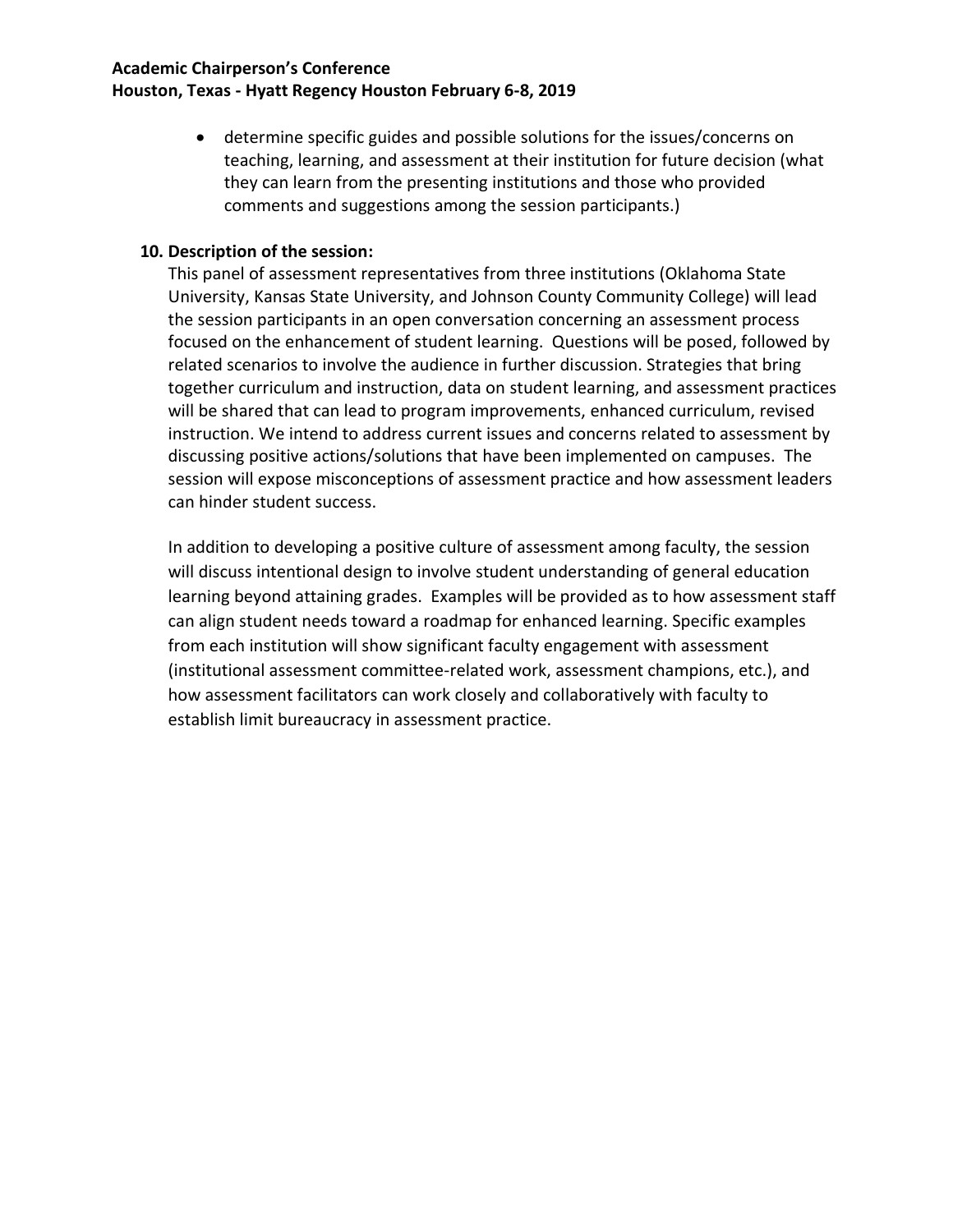- determine specific guides and possible solutions for the issues/concerns on teaching, learning, and assessment at their institution for future decision (what they can learn from the presenting institutions and those who provided comments and suggestions among the session participants.)

**10. Description of the session:**

This panel of assessment representatives from three institutions (Oklahoma State University, Kansas State University, and Johnson County Community College) will lead the session participants in an open conversation concerning an assessment process focused on the enhancement of student learning. Questions will be posed, followed by related scenarios to involve the audience in further discussion. Strategies that bring together curriculum and instruction, data on student learning, and assessment practices will be shared that can lead to program improvements, enhanced curriculum, revised instruction. We intend to address current issues and concerns related to assessment by discussing positive actions/solutions that have been implemented on campuses. The session will expose misconceptions of assessment practice and how assessment leaders can hinder student success.

In addition to developing a positive culture of assessment among faculty, the session will discuss intentional design to involve student understanding of general education learning beyond attaining grades. Examples will be provided as to how assessment staff can align student needs toward a roadmap for enhanced learning. Specific examples from each institution will show significant faculty engagement with assessment (institutional assessment committee-related work, assessment champions, etc.), and how assessment facilitators can work closely and collaboratively with faculty to establish limit bureaucracy in assessment practice.